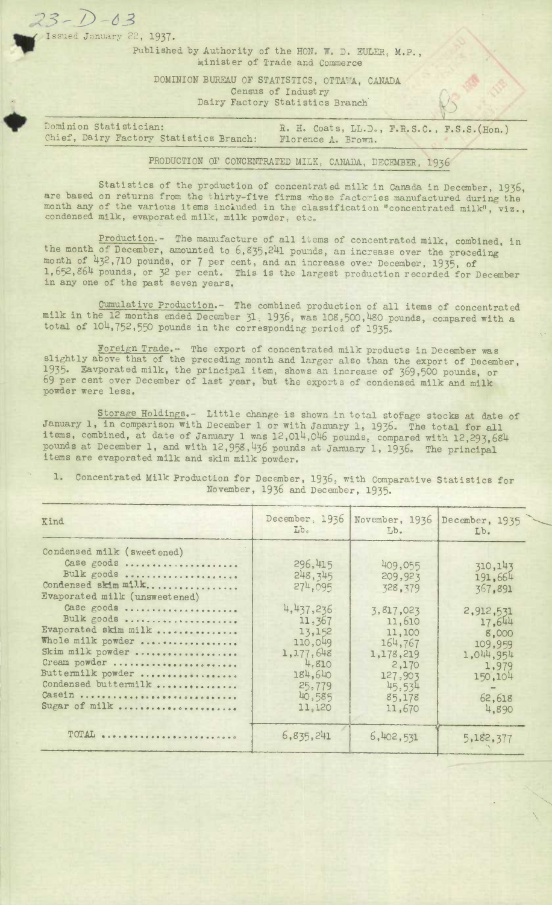23-D-03

Issued January 22, 1937.

Published by Authority of the HON. W. D. EULER, M.P., Minister of Trade and Commerce

DOMINION BUREAU OF STATISTICS, OTTAWA, CANADA
Census of Industry
Dairy Factory Statistics Branch

Dominion Statistician: R. H. Coats, LL.D., F.R.S.C., F.S.S.(Hon.)
Chief, Dairy Factory Statistics Branch: Florence A. Brown.

## PRODUCTION OF CONCENTRATED MILK, CANADA, DECEMBER, 1936

Statistics of the production of concentrated milk in Canada in December, 1936, are based on returns from the thirty-five firms whose factories manufactured during the month any of the various items included in the classification "concentrated milk", viz., condensed milk, evaporated milk, milk powder, etc.

Production.- The manufacture of all items of concentrated milk, combined, in the month of December, amounted to 6,835,241 pounds, an increase over the preceding month of 432,710 pounds, or 7 per cent, and an increase over December, 1935, of 1,652,864 pounds, or 32 per cent. This is the largest production recorded for December in any one of the past seven years.

Cumulative Production.- The combined production of all items of concentrated milk in the 12 months ended December 31, 1936, was 108,500,480 pounds, compared with a total of 104,752,550 pounds in the corresponding period of 1935.

Foreign Trade.- The export of concentrated milk products in December was slightly above that of the preceding month and larger also than the export of December, 1935. Eavporated milk, the principal item, shows an increase of 369,500 pounds, or 69 per cent over December of last year, but the exports of condensed milk and milk powder were less.

Storage Holdings.- Little change is shown in total storage stocks at date of January 1, in comparison with December 1 or with January 1, 1936. The total for all items, combined, at date of January 1 was 12,014,046 pounds, compared with 12,293,684 pounds at December 1, and with 12,958,436 pounds at January 1, 1936. The principal items are evaporated milk and skim milk powder.

1. Concentrated Milk Production for December, 1936, with Comparative Statistics for November, 1936 and December, 1935.

| Kind | December, 1936 Lb. | November, 1936 Lb. | December, 1935 Lb. |
|---|---|---|---|
| Condensed milk (sweetened) | | | |
| Case goods | 296,415 | 409,055 | 310,143 |
| Bulk goods | 248,345 | 209,923 | 191,664 |
| Condensed skim milk | 274,095 | 328,379 | 367,891 |
| Evaporated milk (unsweetened) | | | |
| Case goods | 4,437,236 | 3,817,023 | 2,912,531 |
| Bulk goods | 11,367 | 11,610 | 17,644 |
| Evaporated skim milk | 13,152 | 11,100 | 8,000 |
| Whole milk powder | 110,049 | 164,767 | 109,959 |
| Skim milk powder | 1,177,648 | 1,178,219 | 1,044,954 |
| Cream powder | 4,810 | 2,170 | 1,979 |
| Buttermilk powder | 184,640 | 127,903 | 150,104 |
| Condensed buttermilk | 25,779 | 45,534 | - |
| Casein | 40,585 | 85,178 | 62,618 |
| Sugar of milk | 11,120 | 11,670 | 4,890 |
| TOTAL | 6,835,241 | 6,402,531 | 5,182,377 |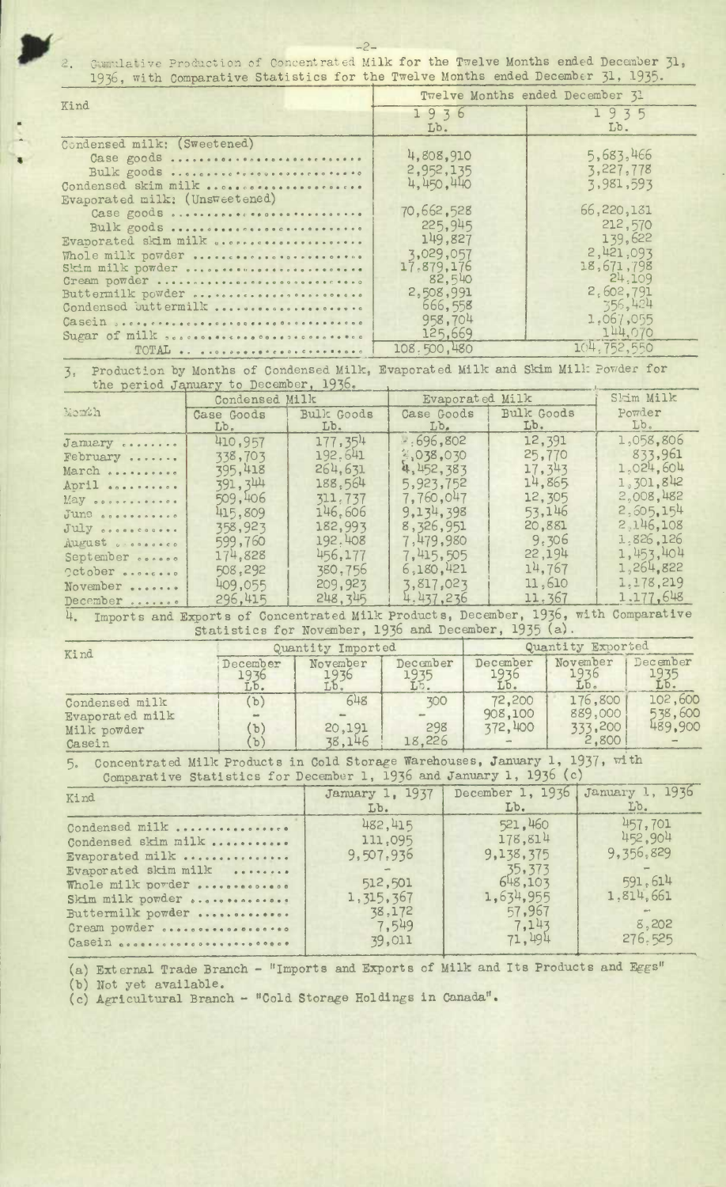2. Cumulative Production of Concentrated Milk for the Twelve Months ended December 31, 1936, with Comparative Statistics for the Twelve Months ended December 31, 1935.

| Kind | Twelve Months ended December 31 | |
|---|---|---|
| | 1936 Lb. | 1935 Lb. |
| Condensed milk: (Sweetened) | | |
| Case goods | 4,808,910 | 5,683,466 |
| Bulk goods | 2,952,135 | 3,227,778 |
| Condensed skim milk | 4,450,440 | 3,981,593 |
| Evaporated milk: (Unsweetened) | | |
| Case goods | 70,662,528 | 66,220,181 |
| Bulk goods | 225,945 | 212,570 |
| Evaporated skim milk | 149,827 | 139,622 |
| Whole milk powder | 3,029,057 | 2,421,093 |
| Skim milk powder | 17,879,176 | 18,671,798 |
| Cream powder | 82,540 | 24,109 |
| Buttermilk powder | 2,508,991 | 2,602,791 |
| Condensed buttermilk | 666,558 | 356,424 |
| Casein | 958,704 | 1,067,055 |
| Sugar of milk | 125,669 | 144,070 |
| TOTAL | 108,500,480 | 104,752,550 |

3. Production by Months of Condensed Milk, Evaporated Milk and Skim Milk Powder for the period January to December, 1936.

| Month | Condensed Milk | | Evaporated Milk | | Skim Milk Powder |
|---|---|---|---|---|---|
| | Case Goods Lb. | Bulk Goods Lb. | Case Goods Lb. | Bulk Goods Lb. | Lb. |
| January | 410,957 | 177,354 | 2,696,802 | 12,391 | 1,058,806 |
| February | 338,703 | 192,641 | 3,038,030 | 25,770 | 833,961 |
| March | 395,418 | 264,631 | 4,452,383 | 17,343 | 1,024,604 |
| April | 391,344 | 188,564 | 5,923,752 | 14,865 | 1,301,842 |
| May | 509,406 | 311,737 | 7,760,047 | 12,305 | 2,008,482 |
| June | 415,809 | 146,606 | 9,134,398 | 53,146 | 2,605,154 |
| July | 358,923 | 182,993 | 8,326,951 | 20,881 | 2,146,108 |
| August | 599,760 | 192,408 | 7,479,980 | 9,306 | 1,826,126 |
| September | 174,828 | 456,177 | 7,415,505 | 22,194 | 1,453,404 |
| October | 508,292 | 380,756 | 6,180,421 | 14,767 | 1,264,822 |
| November | 409,055 | 209,923 | 3,817,023 | 11,610 | 1,178,219 |
| December | 296,415 | 248,345 | 4,437,236 | 11,367 | 1,177,648 |

4. Imports and Exports of Concentrated Milk Products, December, 1936, with Comparative Statistics for November, 1936 and December, 1935 (a).

| Kind | Quantity Imported | | | Quantity Exported | | |
|---|---|---|---|---|---|---|
| | December 1936 Lb. | November 1936 Lb. | December 1935 Lb. | December 1936 Lb. | November 1936 Lb. | December 1935 Lb. |
| Condensed milk | (b) | 648 | 300 | 72,200 | 176,800 | 102,600 |
| Evaporated milk | - | - | - | 908,100 | 889,000 | 538,600 |
| Milk powder | (b) | 20,191 | 298 | 372,400 | 333,200 | 489,900 |
| Casein | (b) | 38,146 | 18,226 | - | 2,800 | - |

5. Concentrated Milk Products in Cold Storage Warehouses, January 1, 1937, with Comparative Statistics for December 1, 1936 and January 1, 1936 (c)

| Kind | January 1, 1937 Lb. | December 1, 1936 Lb. | January 1, 1936 Lb. |
|---|---|---|---|
| Condensed milk | 482,415 | 521,460 | 457,701 |
| Condensed skim milk | 111,095 | 178,814 | 452,904 |
| Evaporated milk | 9,507,936 | 9,138,375 | 9,356,829 |
| Evaporated skim milk | - | 35,373 | - |
| Whole milk powder | 512,501 | 648,103 | 591,614 |
| Skim milk powder | 1,315,367 | 1,634,955 | 1,814,661 |
| Buttermilk powder | 38,172 | 57,967 | - |
| Cream powder | 7,549 | 7,143 | 8,202 |
| Casein | 39,011 | 71,494 | 276,525 |

(a) External Trade Branch - "Imports and Exports of Milk and Its Products and Eggs"
(b) Not yet available.
(c) Agricultural Branch - "Cold Storage Holdings in Canada".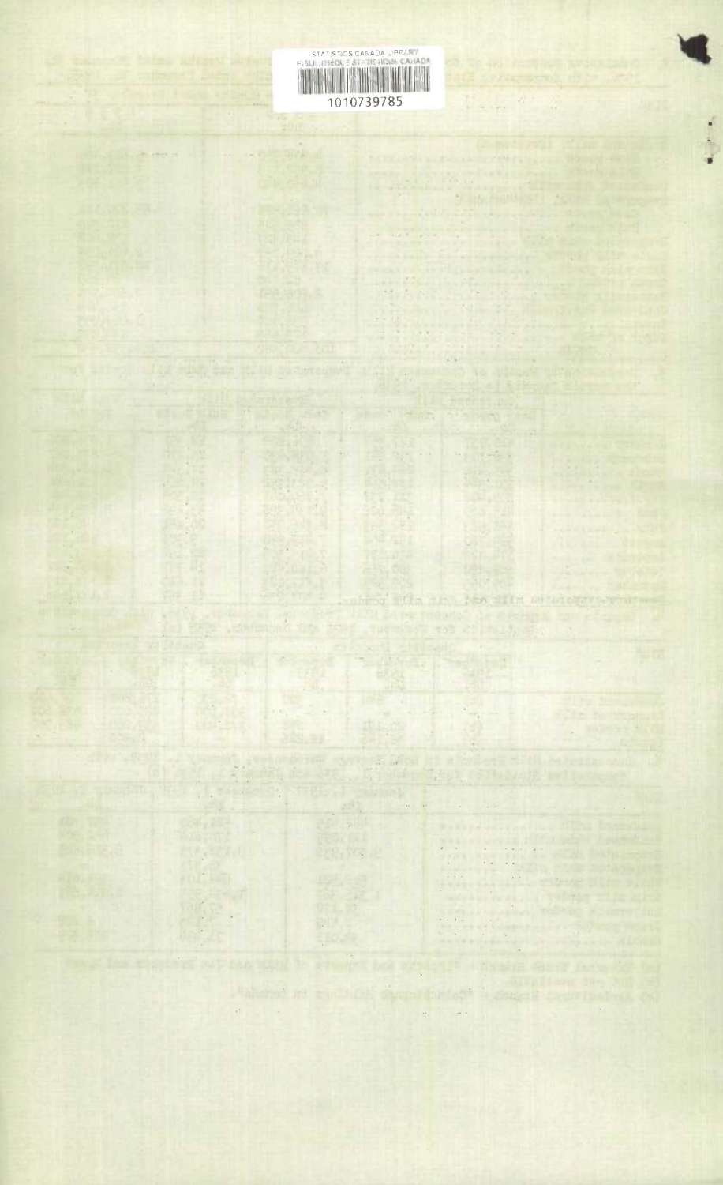STATISTICS CANADA LIBRARY
BIBLIOTHÈQUE STATISTIQUE CANADA

1010739785